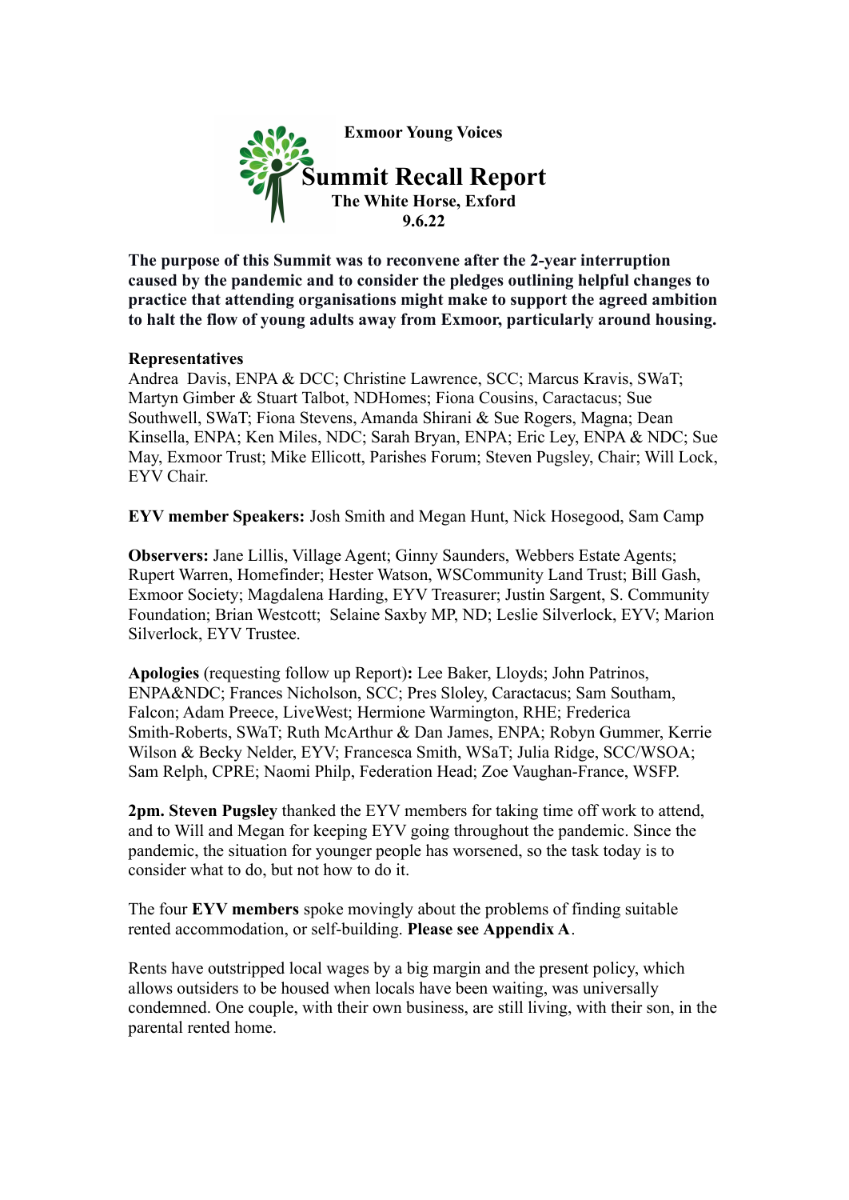**Exmoor Young Voices**

# Summit Recall Report

**The White Horse, Exford**
**9.6.22**

**The purpose of this Summit was to reconvene after the 2-year interruption caused by the pandemic and to consider the pledges outlining helpful changes to practice that attending organisations might make to support the agreed ambition to halt the flow of young adults away from Exmoor, particularly around housing.**

**Representatives**
Andrea Davis, ENPA & DCC; Christine Lawrence, SCC; Marcus Kravis, SWaT; Martyn Gimber & Stuart Talbot, NDHomes; Fiona Cousins, Caractacus; Sue Southwell, SWaT; Fiona Stevens, Amanda Shirani & Sue Rogers, Magna; Dean Kinsella, ENPA; Ken Miles, NDC; Sarah Bryan, ENPA; Eric Ley, ENPA & NDC; Sue May, Exmoor Trust; Mike Ellicott, Parishes Forum; Steven Pugsley, Chair; Will Lock, EYV Chair.

**EYV member Speakers:** Josh Smith and Megan Hunt, Nick Hosegood, Sam Camp

**Observers:** Jane Lillis, Village Agent; Ginny Saunders, Webbers Estate Agents; Rupert Warren, Homefinder; Hester Watson, WSCommunity Land Trust; Bill Gash, Exmoor Society; Magdalena Harding, EYV Treasurer; Justin Sargent, S. Community Foundation; Brian Westcott; Selaine Saxby MP, ND; Leslie Silverlock, EYV; Marion Silverlock, EYV Trustee.

**Apologies** (requesting follow up Report)**:** Lee Baker, Lloyds; John Patrinos, ENPA&NDC; Frances Nicholson, SCC; Pres Sloley, Caractacus; Sam Southam, Falcon; Adam Preece, LiveWest; Hermione Warmington, RHE; Frederica Smith-Roberts, SWaT; Ruth McArthur & Dan James, ENPA; Robyn Gummer, Kerrie Wilson & Becky Nelder, EYV; Francesca Smith, WSaT; Julia Ridge, SCC/WSOA; Sam Relph, CPRE; Naomi Philp, Federation Head; Zoe Vaughan-France, WSFP.

**2pm. Steven Pugsley** thanked the EYV members for taking time off work to attend, and to Will and Megan for keeping EYV going throughout the pandemic. Since the pandemic, the situation for younger people has worsened, so the task today is to consider what to do, but not how to do it.

The four **EYV members** spoke movingly about the problems of finding suitable rented accommodation, or self-building. **Please see Appendix A**.

Rents have outstripped local wages by a big margin and the present policy, which allows outsiders to be housed when locals have been waiting, was universally condemned. One couple, with their own business, are still living, with their son, in the parental rented home.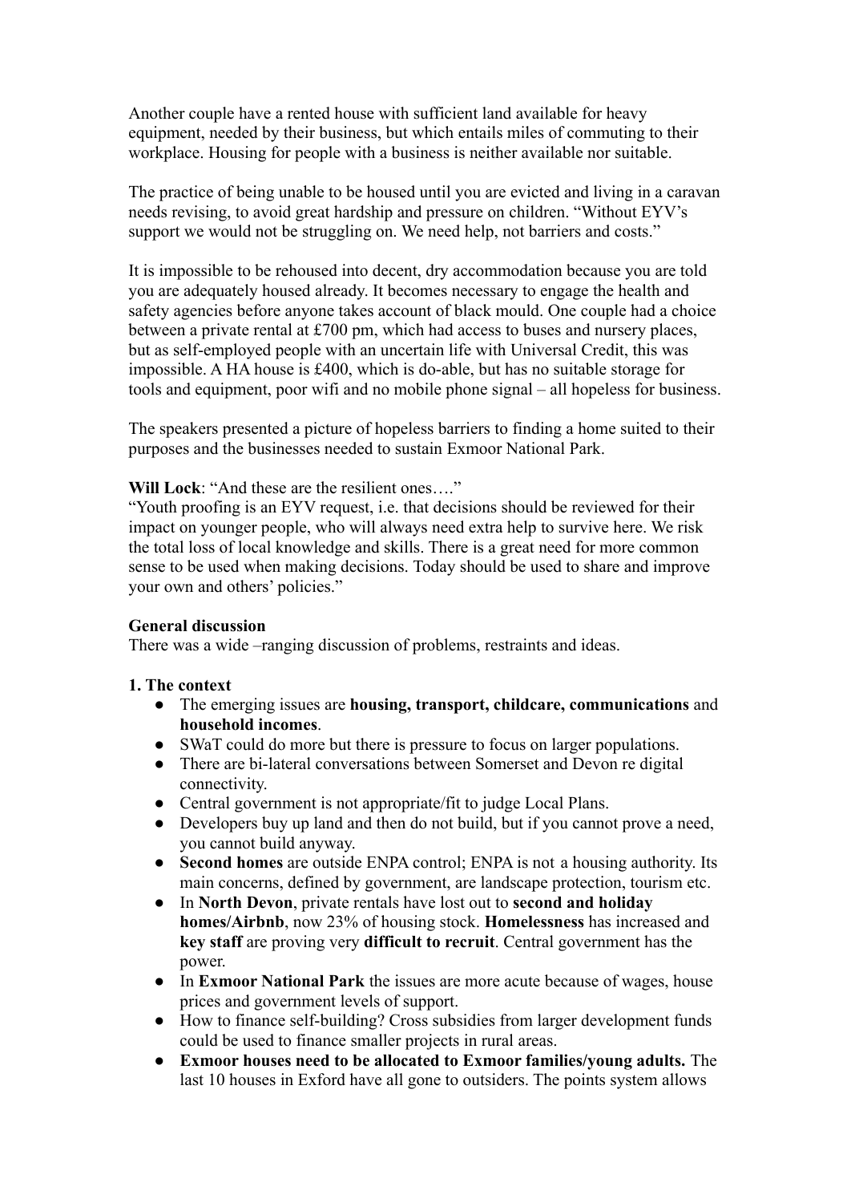Another couple have a rented house with sufficient land available for heavy equipment, needed by their business, but which entails miles of commuting to their workplace. Housing for people with a business is neither available nor suitable.

The practice of being unable to be housed until you are evicted and living in a caravan needs revising, to avoid great hardship and pressure on children. "Without EYV's support we would not be struggling on. We need help, not barriers and costs."

It is impossible to be rehoused into decent, dry accommodation because you are told you are adequately housed already. It becomes necessary to engage the health and safety agencies before anyone takes account of black mould. One couple had a choice between a private rental at £700 pm, which had access to buses and nursery places, but as self-employed people with an uncertain life with Universal Credit, this was impossible. A HA house is £400, which is do-able, but has no suitable storage for tools and equipment, poor wifi and no mobile phone signal – all hopeless for business.

The speakers presented a picture of hopeless barriers to finding a home suited to their purposes and the businesses needed to sustain Exmoor National Park.

**Will Lock**: "And these are the resilient ones…."
"Youth proofing is an EYV request, i.e. that decisions should be reviewed for their impact on younger people, who will always need extra help to survive here. We risk the total loss of local knowledge and skills. There is a great need for more common sense to be used when making decisions. Today should be used to share and improve your own and others' policies."

**General discussion**
There was a wide –ranging discussion of problems, restraints and ideas.

**1. The context**

- The emerging issues are **housing, transport, childcare, communications** and **household incomes**.
- SWaT could do more but there is pressure to focus on larger populations.
- There are bi-lateral conversations between Somerset and Devon re digital connectivity.
- Central government is not appropriate/fit to judge Local Plans.
- Developers buy up land and then do not build, but if you cannot prove a need, you cannot build anyway.
- **Second homes** are outside ENPA control; ENPA is not a housing authority. Its main concerns, defined by government, are landscape protection, tourism etc.
- In **North Devon**, private rentals have lost out to **second and holiday homes/Airbnb**, now 23% of housing stock. **Homelessness** has increased and **key staff** are proving very **difficult to recruit**. Central government has the power.
- In **Exmoor National Park** the issues are more acute because of wages, house prices and government levels of support.
- How to finance self-building? Cross subsidies from larger development funds could be used to finance smaller projects in rural areas.
- **Exmoor houses need to be allocated to Exmoor families/young adults.** The last 10 houses in Exford have all gone to outsiders. The points system allows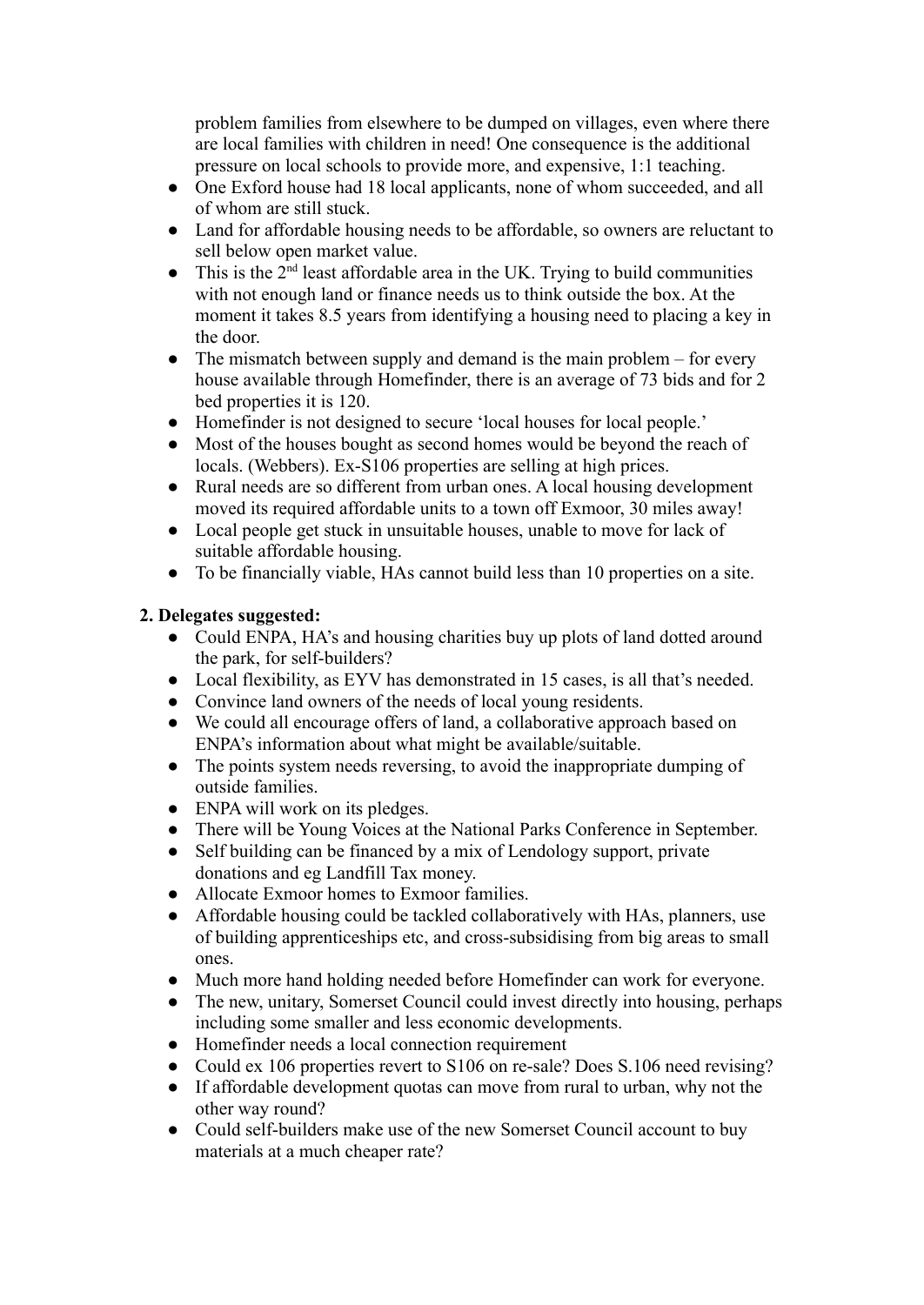problem families from elsewhere to be dumped on villages, even where there are local families with children in need! One consequence is the additional pressure on local schools to provide more, and expensive, 1:1 teaching.

- One Exford house had 18 local applicants, none of whom succeeded, and all of whom are still stuck.
- Land for affordable housing needs to be affordable, so owners are reluctant to sell below open market value.
- This is the 2nd least affordable area in the UK. Trying to build communities with not enough land or finance needs us to think outside the box. At the moment it takes 8.5 years from identifying a housing need to placing a key in the door.
- The mismatch between supply and demand is the main problem – for every house available through Homefinder, there is an average of 73 bids and for 2 bed properties it is 120.
- Homefinder is not designed to secure 'local houses for local people.'
- Most of the houses bought as second homes would be beyond the reach of locals. (Webbers). Ex-S106 properties are selling at high prices.
- Rural needs are so different from urban ones. A local housing development moved its required affordable units to a town off Exmoor, 30 miles away!
- Local people get stuck in unsuitable houses, unable to move for lack of suitable affordable housing.
- To be financially viable, HAs cannot build less than 10 properties on a site.

**2. Delegates suggested:**

- Could ENPA, HA's and housing charities buy up plots of land dotted around the park, for self-builders?
- Local flexibility, as EYV has demonstrated in 15 cases, is all that's needed.
- Convince land owners of the needs of local young residents.
- We could all encourage offers of land, a collaborative approach based on ENPA's information about what might be available/suitable.
- The points system needs reversing, to avoid the inappropriate dumping of outside families.
- ENPA will work on its pledges.
- There will be Young Voices at the National Parks Conference in September.
- Self building can be financed by a mix of Lendology support, private donations and eg Landfill Tax money.
- Allocate Exmoor homes to Exmoor families.
- Affordable housing could be tackled collaboratively with HAs, planners, use of building apprenticeships etc, and cross-subsidising from big areas to small ones.
- Much more hand holding needed before Homefinder can work for everyone.
- The new, unitary, Somerset Council could invest directly into housing, perhaps including some smaller and less economic developments.
- Homefinder needs a local connection requirement
- Could ex 106 properties revert to S106 on re-sale? Does S.106 need revising?
- If affordable development quotas can move from rural to urban, why not the other way round?
- Could self-builders make use of the new Somerset Council account to buy materials at a much cheaper rate?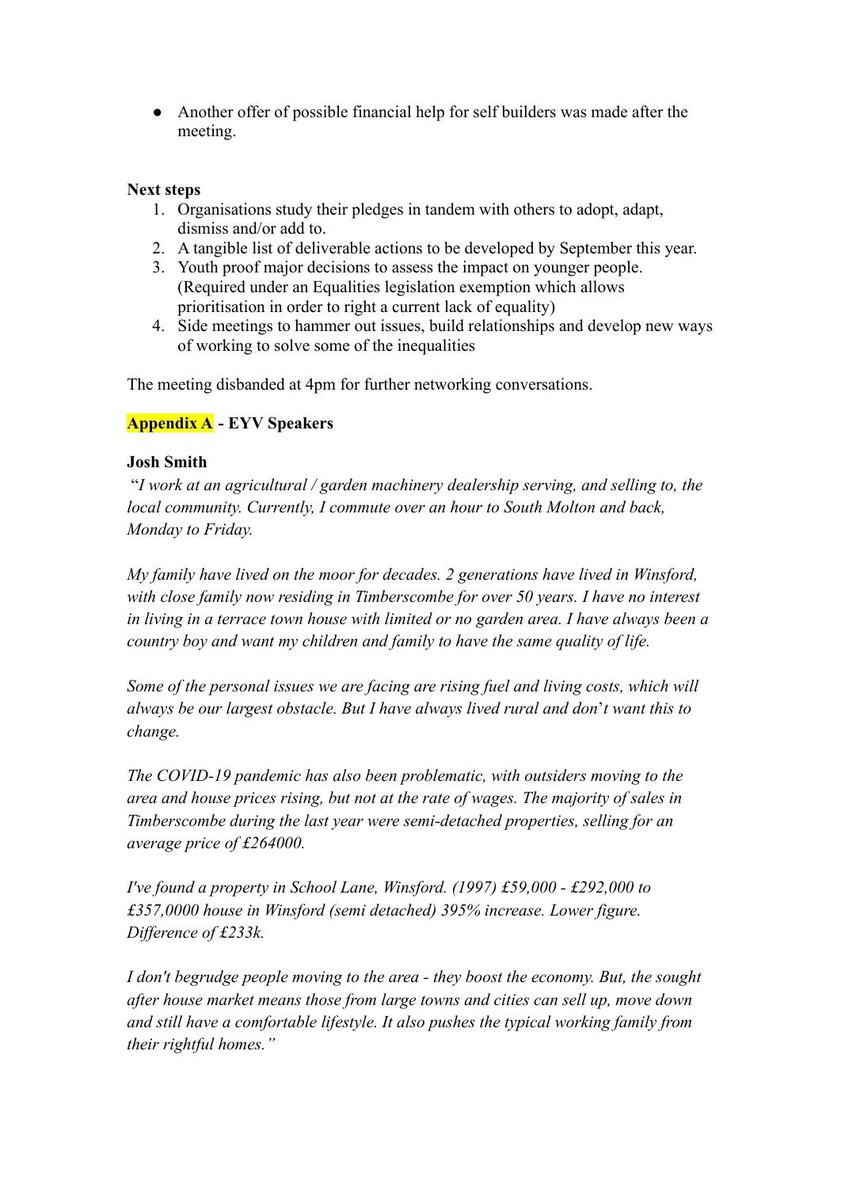- Another offer of possible financial help for self builders was made after the meeting.

**Next steps**

1. Organisations study their pledges in tandem with others to adopt, adapt, dismiss and/or add to.
2. A tangible list of deliverable actions to be developed by September this year.
3. Youth proof major decisions to assess the impact on younger people. (Required under an Equalities legislation exemption which allows prioritisation in order to right a current lack of equality)
4. Side meetings to hammer out issues, build relationships and develop new ways of working to solve some of the inequalities

The meeting disbanded at 4pm for further networking conversations.

**Appendix A - EYV Speakers**

**Josh Smith**

"*I work at an agricultural / garden machinery dealership serving, and selling to, the local community. Currently, I commute over an hour to South Molton and back, Monday to Friday.*

*My family have lived on the moor for decades. 2 generations have lived in Winsford, with close family now residing in Timberscombe for over 50 years. I have no interest in living in a terrace town house with limited or no garden area. I have always been a country boy and want my children and family to have the same quality of life.*

*Some of the personal issues we are facing are rising fuel and living costs, which will always be our largest obstacle. But I have always lived rural and don't want this to change.*

*The COVID-19 pandemic has also been problematic, with outsiders moving to the area and house prices rising, but not at the rate of wages. The majority of sales in Timberscombe during the last year were semi-detached properties, selling for an average price of £264000.*

*I've found a property in School Lane, Winsford. (1997) £59,000 - £292,000 to £357,0000 house in Winsford (semi detached) 395% increase. Lower figure. Difference of £233k.*

*I don't begrudge people moving to the area - they boost the economy. But, the sought after house market means those from large towns and cities can sell up, move down and still have a comfortable lifestyle. It also pushes the typical working family from their rightful homes."*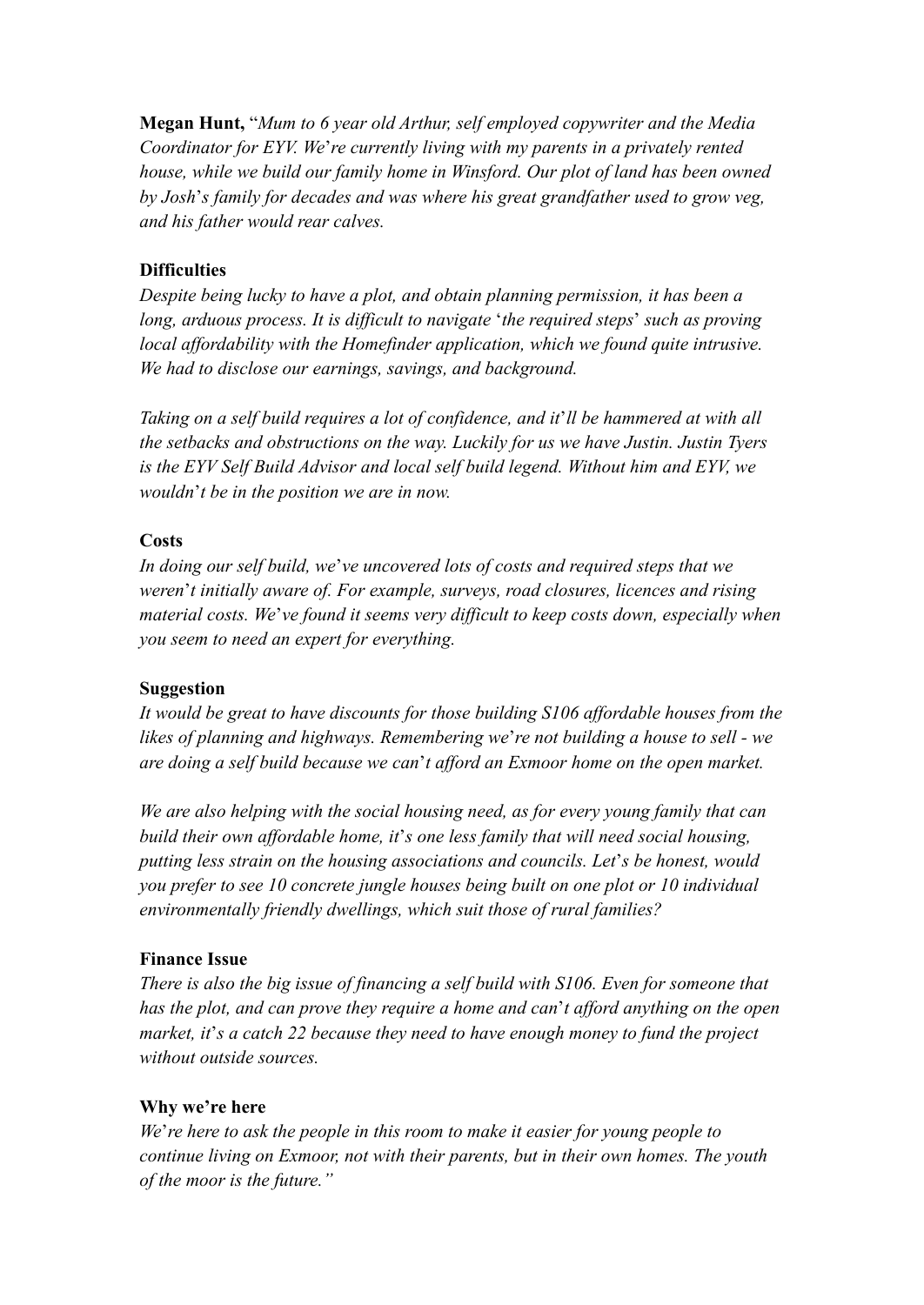**Megan Hunt,** "*Mum to 6 year old Arthur, self employed copywriter and the Media Coordinator for EYV. We're currently living with my parents in a privately rented house, while we build our family home in Winsford. Our plot of land has been owned by Josh's family for decades and was where his great grandfather used to grow veg, and his father would rear calves.*

**Difficulties**

*Despite being lucky to have a plot, and obtain planning permission, it has been a long, arduous process. It is difficult to navigate 'the required steps' such as proving local affordability with the Homefinder application, which we found quite intrusive. We had to disclose our earnings, savings, and background.*

*Taking on a self build requires a lot of confidence, and it'll be hammered at with all the setbacks and obstructions on the way. Luckily for us we have Justin. Justin Tyers is the EYV Self Build Advisor and local self build legend. Without him and EYV, we wouldn't be in the position we are in now.*

**Costs**

*In doing our self build, we've uncovered lots of costs and required steps that we weren't initially aware of. For example, surveys, road closures, licences and rising material costs. We've found it seems very difficult to keep costs down, especially when you seem to need an expert for everything.*

**Suggestion**

*It would be great to have discounts for those building S106 affordable houses from the likes of planning and highways. Remembering we're not building a house to sell - we are doing a self build because we can't afford an Exmoor home on the open market.*

*We are also helping with the social housing need, as for every young family that can build their own affordable home, it's one less family that will need social housing, putting less strain on the housing associations and councils. Let's be honest, would you prefer to see 10 concrete jungle houses being built on one plot or 10 individual environmentally friendly dwellings, which suit those of rural families?*

**Finance Issue**

*There is also the big issue of financing a self build with S106. Even for someone that has the plot, and can prove they require a home and can't afford anything on the open market, it's a catch 22 because they need to have enough money to fund the project without outside sources.*

**Why we're here**

*We're here to ask the people in this room to make it easier for young people to continue living on Exmoor, not with their parents, but in their own homes. The youth of the moor is the future."*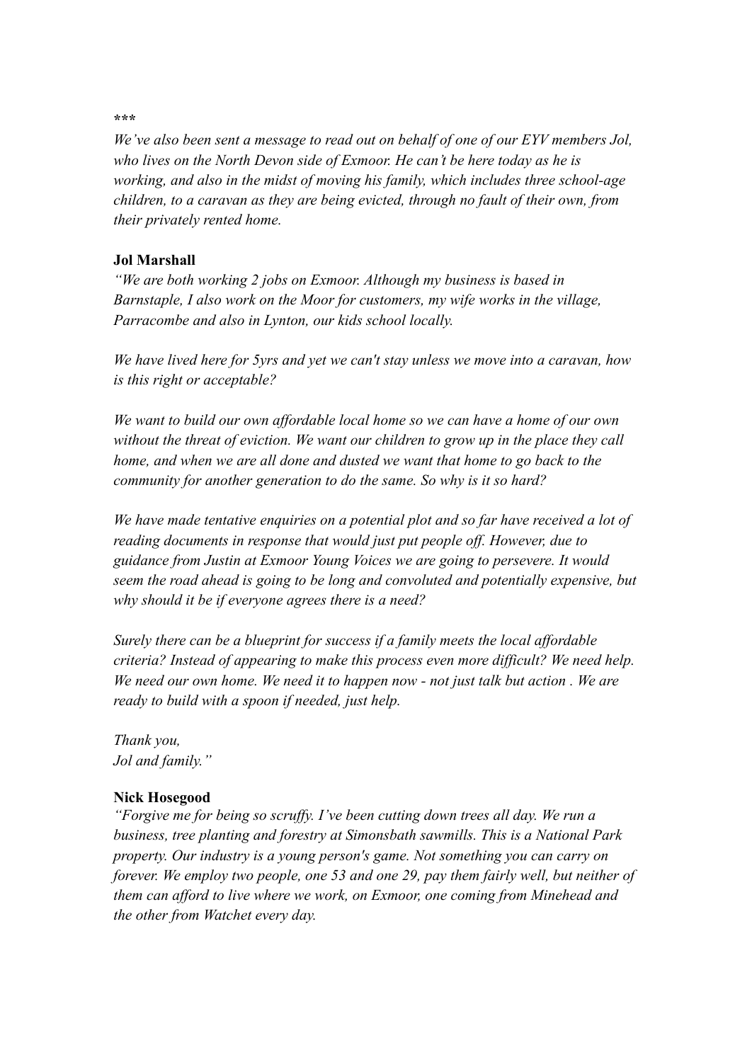***

*We've also been sent a message to read out on behalf of one of our EYV members Jol, who lives on the North Devon side of Exmoor. He can't be here today as he is working, and also in the midst of moving his family, which includes three school-age children, to a caravan as they are being evicted, through no fault of their own, from their privately rented home.*

**Jol Marshall**

*"We are both working 2 jobs on Exmoor. Although my business is based in Barnstaple, I also work on the Moor for customers, my wife works in the village, Parracombe and also in Lynton, our kids school locally.*

*We have lived here for 5yrs and yet we can't stay unless we move into a caravan, how is this right or acceptable?*

*We want to build our own affordable local home so we can have a home of our own without the threat of eviction. We want our children to grow up in the place they call home, and when we are all done and dusted we want that home to go back to the community for another generation to do the same. So why is it so hard?*

*We have made tentative enquiries on a potential plot and so far have received a lot of reading documents in response that would just put people off. However, due to guidance from Justin at Exmoor Young Voices we are going to persevere. It would seem the road ahead is going to be long and convoluted and potentially expensive, but why should it be if everyone agrees there is a need?*

*Surely there can be a blueprint for success if a family meets the local affordable criteria? Instead of appearing to make this process even more difficult? We need help. We need our own home. We need it to happen now - not just talk but action . We are ready to build with a spoon if needed, just help.*

*Thank you,*
*Jol and family."*

**Nick Hosegood**

*"Forgive me for being so scruffy. I've been cutting down trees all day. We run a business, tree planting and forestry at Simonsbath sawmills. This is a National Park property. Our industry is a young person's game. Not something you can carry on forever. We employ two people, one 53 and one 29, pay them fairly well, but neither of them can afford to live where we work, on Exmoor, one coming from Minehead and the other from Watchet every day.*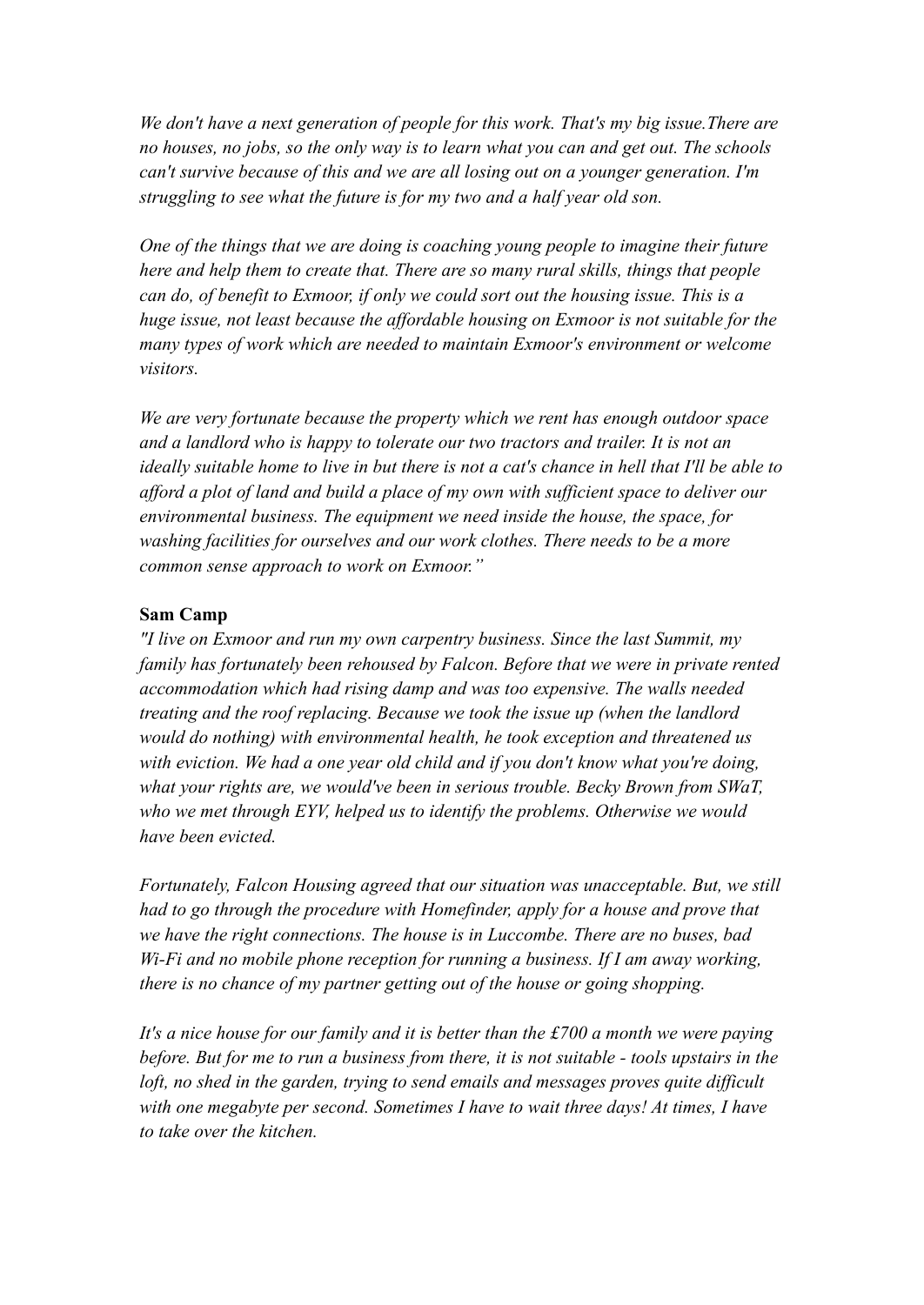*We don't have a next generation of people for this work. That's my big issue.There are no houses, no jobs, so the only way is to learn what you can and get out. The schools can't survive because of this and we are all losing out on a younger generation. I'm struggling to see what the future is for my two and a half year old son.*

*One of the things that we are doing is coaching young people to imagine their future here and help them to create that. There are so many rural skills, things that people can do, of benefit to Exmoor, if only we could sort out the housing issue. This is a huge issue, not least because the affordable housing on Exmoor is not suitable for the many types of work which are needed to maintain Exmoor's environment or welcome visitors.*

*We are very fortunate because the property which we rent has enough outdoor space and a landlord who is happy to tolerate our two tractors and trailer. It is not an ideally suitable home to live in but there is not a cat's chance in hell that I'll be able to afford a plot of land and build a place of my own with sufficient space to deliver our environmental business. The equipment we need inside the house, the space, for washing facilities for ourselves and our work clothes. There needs to be a more common sense approach to work on Exmoor."*

**Sam Camp**

*"I live on Exmoor and run my own carpentry business. Since the last Summit, my family has fortunately been rehoused by Falcon. Before that we were in private rented accommodation which had rising damp and was too expensive. The walls needed treating and the roof replacing. Because we took the issue up (when the landlord would do nothing) with environmental health, he took exception and threatened us with eviction. We had a one year old child and if you don't know what you're doing, what your rights are, we would've been in serious trouble. Becky Brown from SWaT, who we met through EYV, helped us to identify the problems. Otherwise we would have been evicted.*

*Fortunately, Falcon Housing agreed that our situation was unacceptable. But, we still had to go through the procedure with Homefinder, apply for a house and prove that we have the right connections. The house is in Luccombe. There are no buses, bad Wi-Fi and no mobile phone reception for running a business. If I am away working, there is no chance of my partner getting out of the house or going shopping.*

*It's a nice house for our family and it is better than the £700 a month we were paying before. But for me to run a business from there, it is not suitable - tools upstairs in the loft, no shed in the garden, trying to send emails and messages proves quite difficult with one megabyte per second. Sometimes I have to wait three days! At times, I have to take over the kitchen.*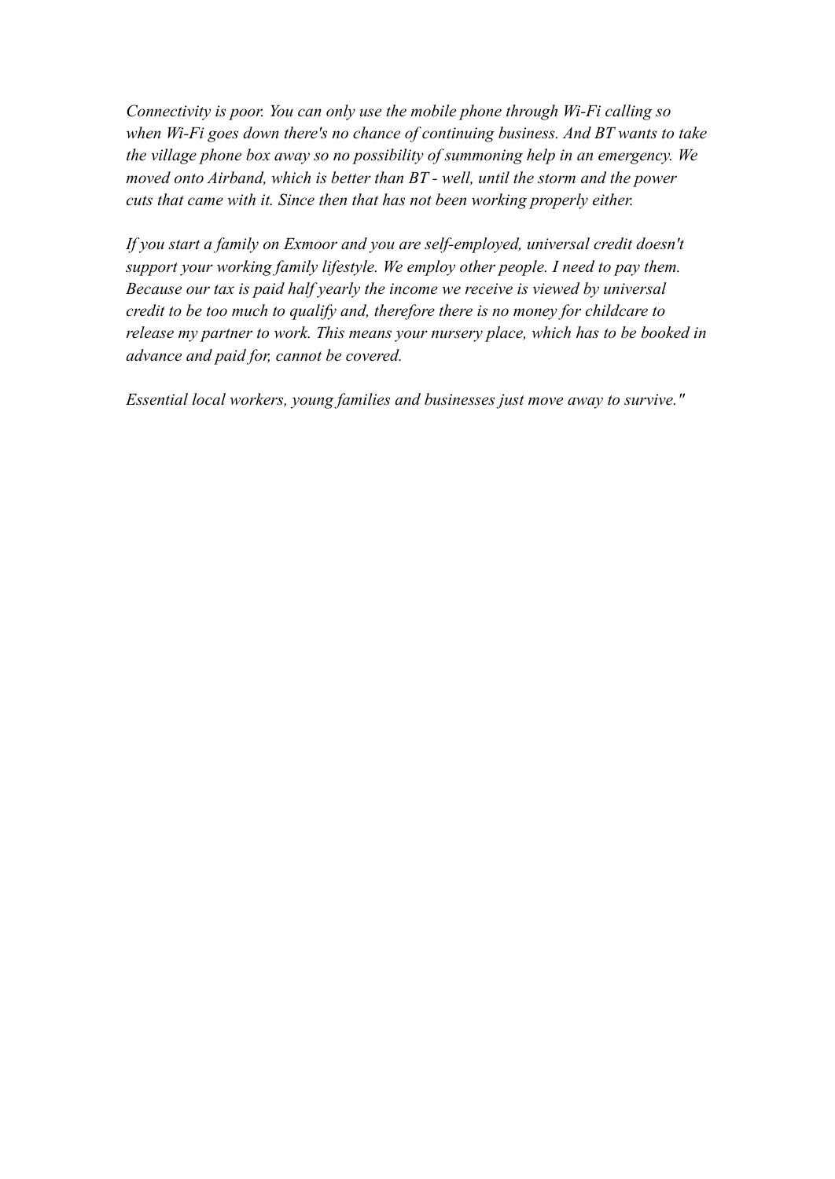*Connectivity is poor. You can only use the mobile phone through Wi-Fi calling so when Wi-Fi goes down there's no chance of continuing business. And BT wants to take the village phone box away so no possibility of summoning help in an emergency. We moved onto Airband, which is better than BT - well, until the storm and the power cuts that came with it. Since then that has not been working properly either.*

*If you start a family on Exmoor and you are self-employed, universal credit doesn't support your working family lifestyle. We employ other people. I need to pay them. Because our tax is paid half yearly the income we receive is viewed by universal credit to be too much to qualify and, therefore there is no money for childcare to release my partner to work. This means your nursery place, which has to be booked in advance and paid for, cannot be covered.*

*Essential local workers, young families and businesses just move away to survive."*